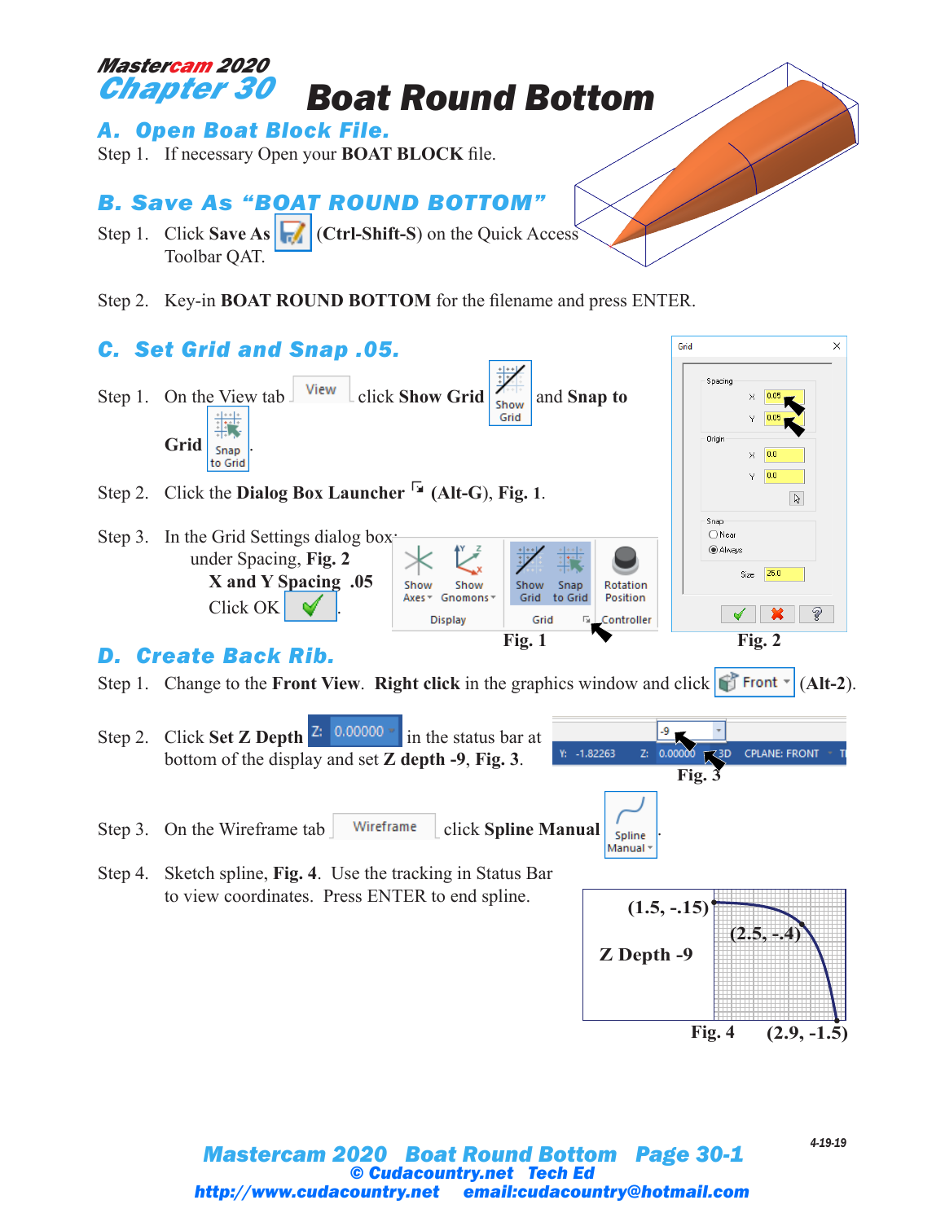Mastercam 2020

# Chapter 30 Boat Round Bottom

## A. Open Boat Block File.

Step 1. If necessary Open your **BOAT BLOCK** file.

## B. Save As "BOAT ROUND BOTTOM"

Step 1. Click **Save As** (**Ctrl-Shift-S**) on the Quick Access Toolbar QAT.

Step 2. Key-in **BOAT ROUND BOTTOM** for the filename and press ENTER.

## C. Set Grid and Snap .05.

Step 1. On the View tab click **Show Grid** and **Snap to Grid**.

Step 2. Click the **Dialog Box Launcher** (**Alt-G**), **Fig. 1**.

Step 3. In the Grid Settings dialog box: under Spacing, **Fig. 2** **X and Y Spacing .05** Click OK.

Fig. 1

Fig. 2

## D. Create Back Rib.

Step 1. Change to the **Front View**. **Right click** in the graphics window and click Front (**Alt-2**).

Step 2. Click **Set Z Depth** in the status bar at bottom of the display and set **Z depth -9**, **Fig. 3**.

Fig. 3

Step 3. On the Wireframe tab click **Spline Manual**.

Step 4. Sketch spline, **Fig. 4**. Use the tracking in Status Bar to view coordinates. Press ENTER to end spline.

(1.5, -.15) (2.5, -.4) (2.9, -1.5) Z Depth -9

Fig. 4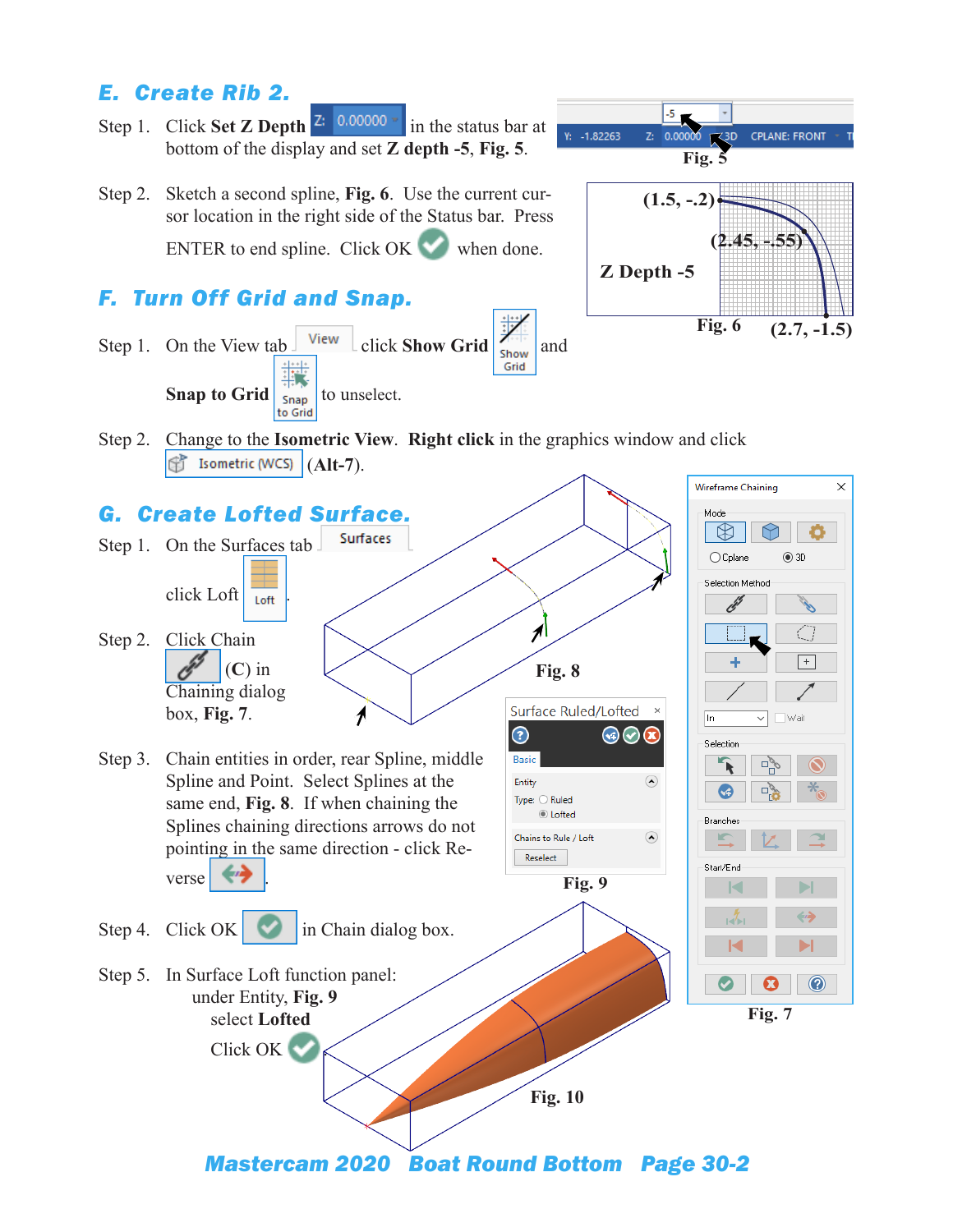## E. Create Rib 2.

Step 1. Click **Set Z Depth** Z: 0.00000 in the status bar at bottom of the display and set **Z depth -5**, **Fig. 5**.

Fig. 5

Step 2. Sketch a second spline, **Fig. 6**. Use the current cursor location in the right side of the Status bar. Press ENTER to end spline. Click OK when done.

(1.5, -.2)
(2.45, -.55)
Z Depth -5
(2.7, -1.5)

Fig. 6

## F. Turn Off Grid and Snap.

Step 1. On the View tab View click **Show Grid** Show Grid and **Snap to Grid** Snap to Grid to unselect.

Step 2. Change to the **Isometric View**. **Right click** in the graphics window and click Isometric (WCS) (**Alt-7**).

## G. Create Lofted Surface.

Step 1. On the Surfaces tab Surfaces click Loft Loft.

Step 2. Click Chain (**C**) in Chaining dialog box, **Fig. 7**.

Fig. 8

Fig. 7

Step 3. Chain entities in order, rear Spline, middle Spline and Point. Select Splines at the same end, **Fig. 8**. If when chaining the Splines chaining directions arrows do not pointing in the same direction - click Reverse.

Fig. 9

Step 4. Click OK in Chain dialog box.

Step 5. In Surface Loft function panel:
under Entity, **Fig. 9**
select **Lofted**
Click OK

Fig. 10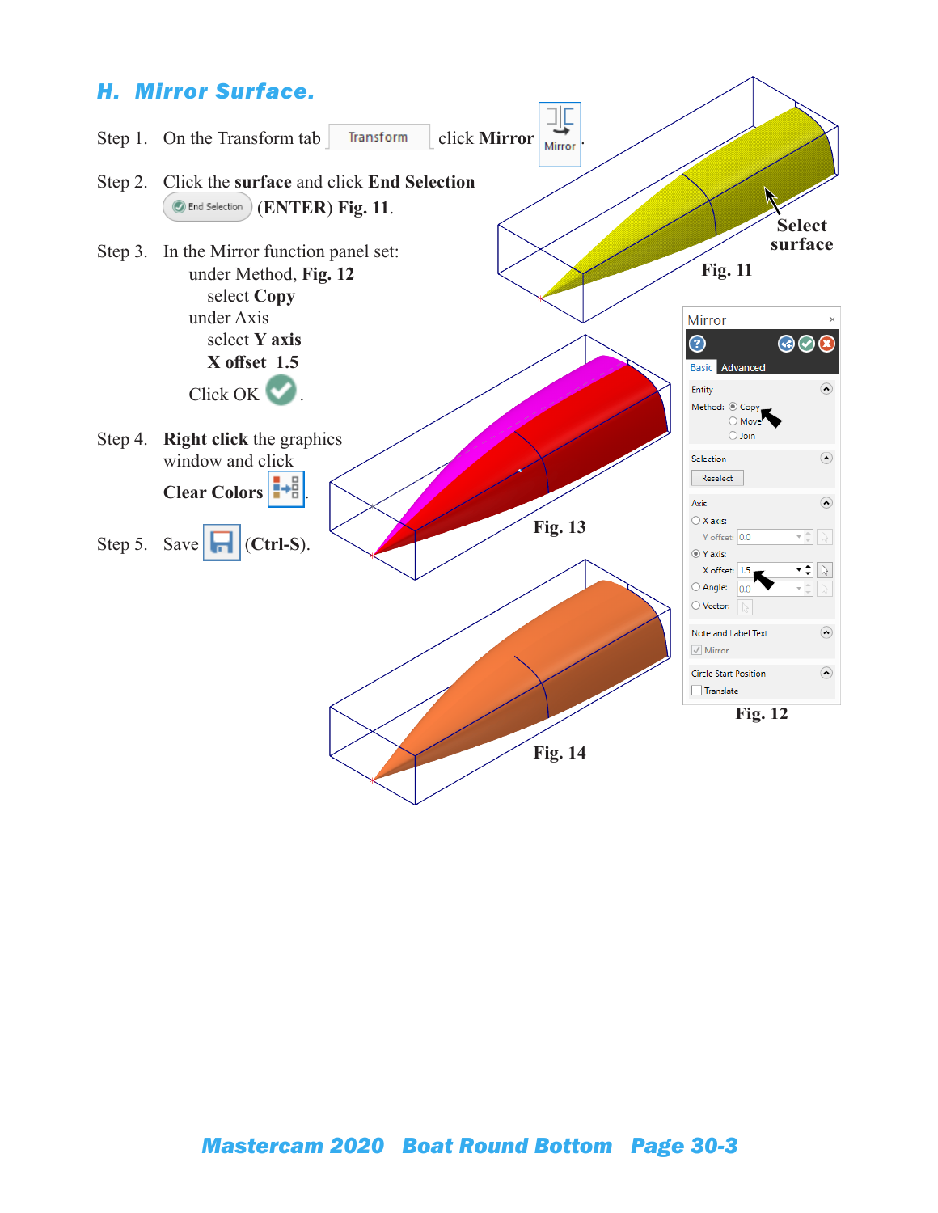## H. Mirror Surface.

Step 1. On the Transform tab Transform click **Mirror** Mirror.

Step 2. Click the **surface** and click **End Selection** End Selection (**ENTER**) **Fig. 11**.

Step 3. In the Mirror function panel set:
under Method, **Fig. 12**
select **Copy**
under Axis
select **Y axis**
**X offset 1.5**
Click OK.

Step 4. **Right click** the graphics window and click **Clear Colors**.

Step 5. Save (**Ctrl-S**).

Select surface

**Fig. 11**

**Fig. 12**

**Fig. 13**

**Fig. 14**